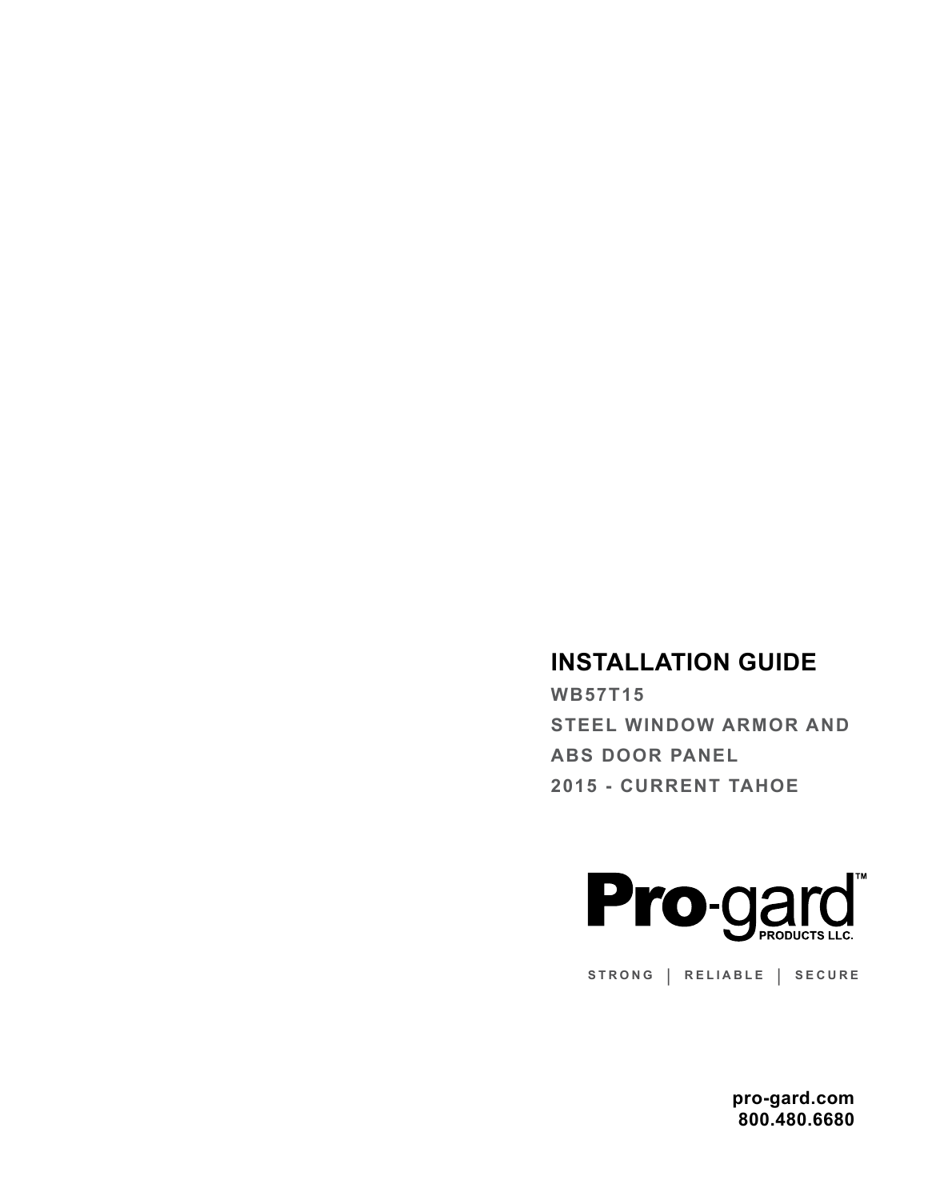# INSTALLATION GUIDE

**WB57T15**

**STEEL WINDOW ARMOR AND ABS DOOR PANEL**

**2015 - CURRENT TAHOE**

**Pro-gard™ PRODUCTS LLC.**

STRONG | RELIABLE | SECURE

**pro-gard.com**
**800.480.6680**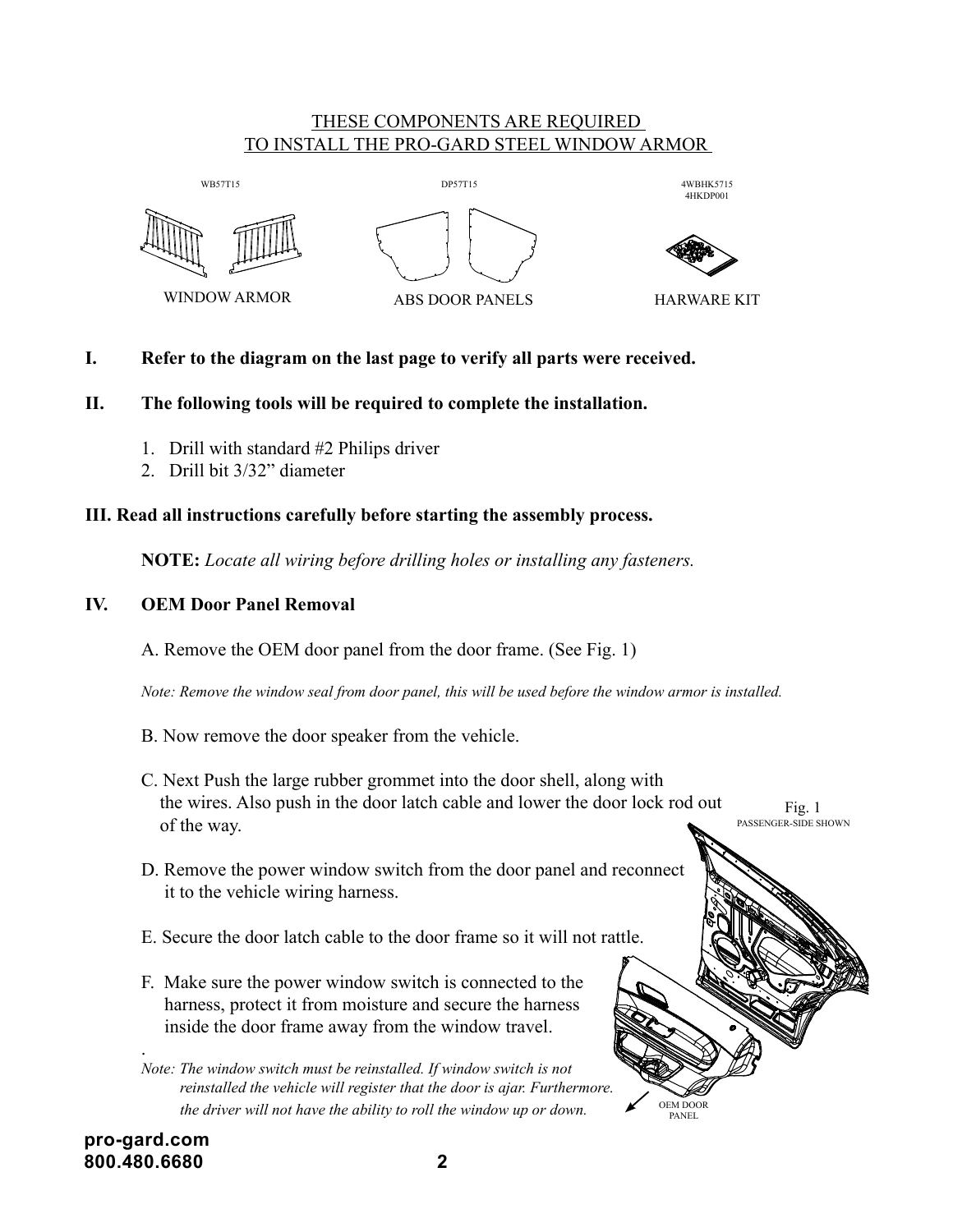## THESE COMPONENTS ARE REQUIRED TO INSTALL THE PRO-GARD STEEL WINDOW ARMOR

WB57T15 — WINDOW ARMOR

DP57T15 — ABS DOOR PANELS

4WBHK5715
4HKDP001 — HARWARE KIT

**I. Refer to the diagram on the last page to verify all parts were received.**

**II. The following tools will be required to complete the installation.**

1. Drill with standard #2 Philips driver
2. Drill bit 3/32” diameter

**III. Read all instructions carefully before starting the assembly process.**

**NOTE:** *Locate all wiring before drilling holes or installing any fasteners.*

**IV. OEM Door Panel Removal**

A. Remove the OEM door panel from the door frame. (See Fig. 1)

*Note: Remove the window seal from door panel, this will be used before the window armor is installed.*

B. Now remove the door speaker from the vehicle.

C. Next Push the large rubber grommet into the door shell, along with the wires. Also push in the door latch cable and lower the door lock rod out of the way.

D. Remove the power window switch from the door panel and reconnect it to the vehicle wiring harness.

E. Secure the door latch cable to the door frame so it will not rattle.

F. Make sure the power window switch is connected to the harness, protect it from moisture and secure the harness inside the door frame away from the window travel.

*Note: The window switch must be reinstalled. If window switch is not reinstalled the vehicle will register that the door is ajar. Furthermore. the driver will not have the ability to roll the window up or down.*

Fig. 1
PASSENGER-SIDE SHOWN

OEM DOOR PANEL

pro-gard.com
800.480.6680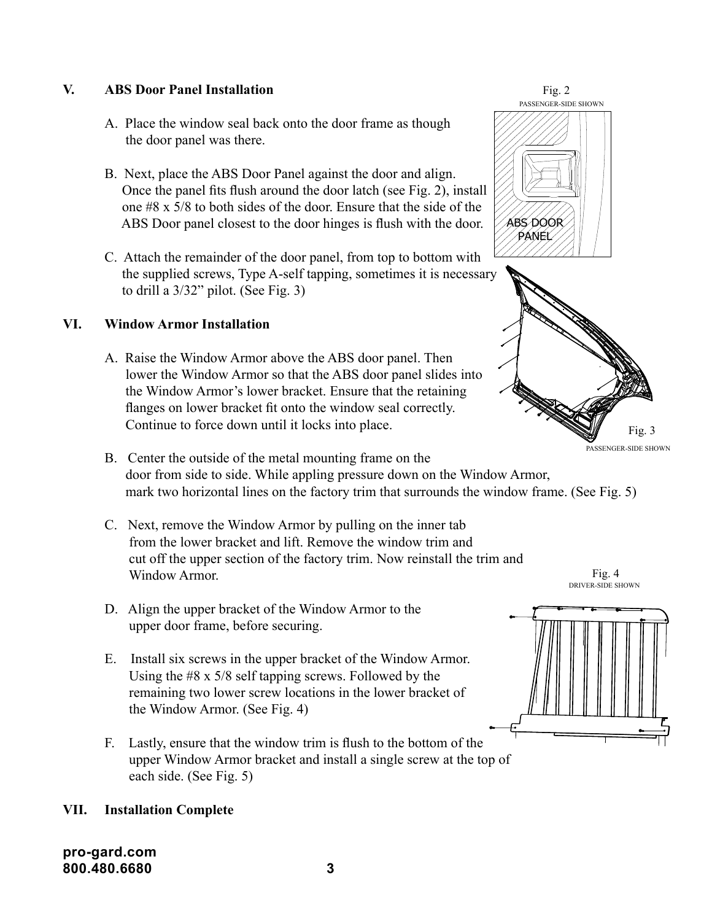## V. ABS Door Panel Installation

A. Place the window seal back onto the door frame as though the door panel was there.

B. Next, place the ABS Door Panel against the door and align. Once the panel fits flush around the door latch (see Fig. 2), install one #8 x 5/8 to both sides of the door. Ensure that the side of the ABS Door panel closest to the door hinges is flush with the door.

C. Attach the remainder of the door panel, from top to bottom with the supplied screws, Type A-self tapping, sometimes it is necessary to drill a 3/32" pilot. (See Fig. 3)

Fig. 2
PASSENGER-SIDE SHOWN

ABS DOOR PANEL

Fig. 3
PASSENGER-SIDE SHOWN

## VI. Window Armor Installation

A. Raise the Window Armor above the ABS door panel. Then lower the Window Armor so that the ABS door panel slides into the Window Armor's lower bracket. Ensure that the retaining flanges on lower bracket fit onto the window seal correctly. Continue to force down until it locks into place.

B. Center the outside of the metal mounting frame on the door from side to side. While appling pressure down on the Window Armor, mark two horizontal lines on the factory trim that surrounds the window frame. (See Fig. 5)

C. Next, remove the Window Armor by pulling on the inner tab from the lower bracket and lift. Remove the window trim and cut off the upper section of the factory trim. Now reinstall the trim and Window Armor.

D. Align the upper bracket of the Window Armor to the upper door frame, before securing.

E. Install six screws in the upper bracket of the Window Armor. Using the #8 x 5/8 self tapping screws. Followed by the remaining two lower screw locations in the lower bracket of the Window Armor. (See Fig. 4)

F. Lastly, ensure that the window trim is flush to the bottom of the upper Window Armor bracket and install a single screw at the top of each side. (See Fig. 5)

Fig. 4
DRIVER-SIDE SHOWN

## VII. Installation Complete

**pro-gard.com**
**800.480.6680**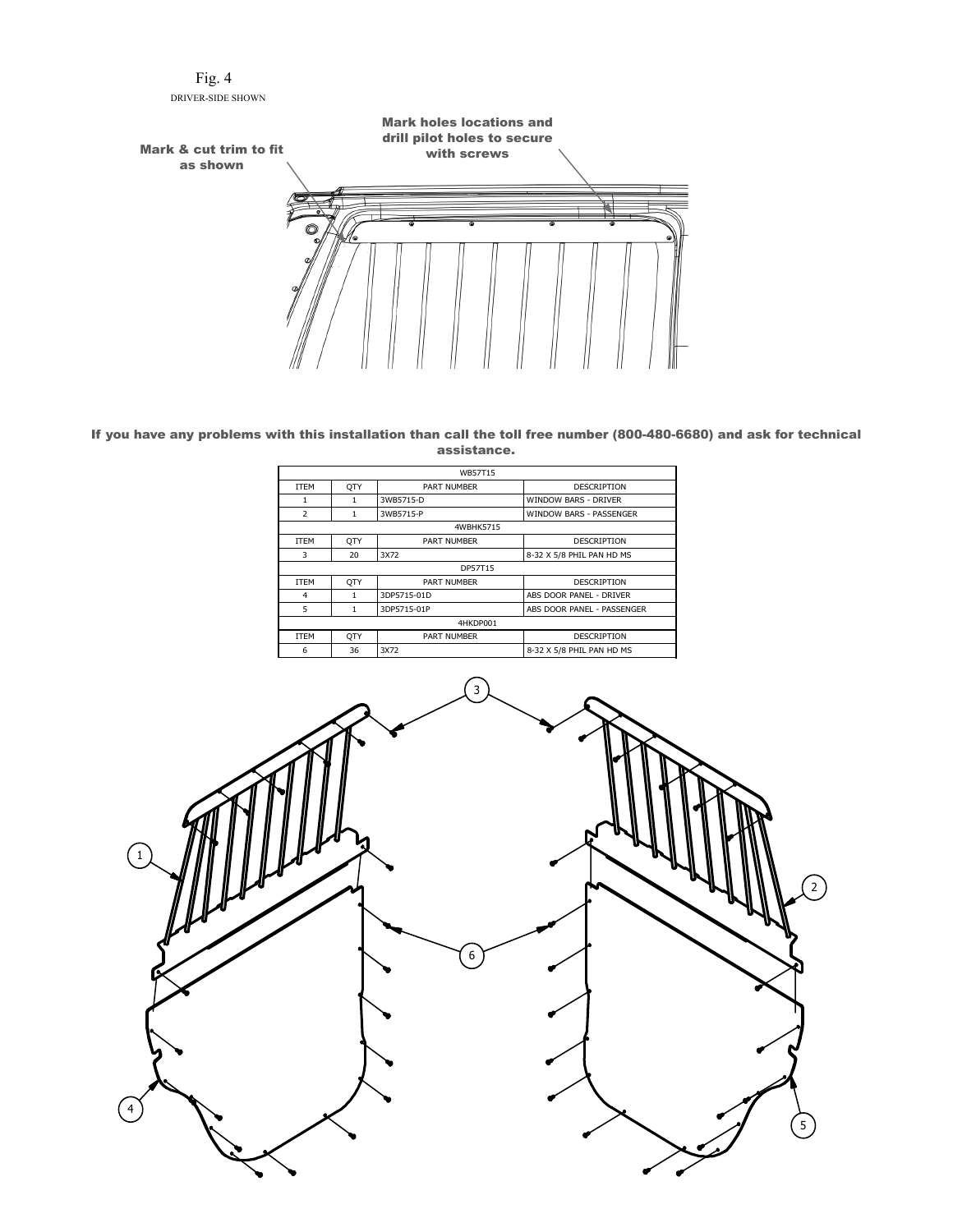Fig. 4

DRIVER-SIDE SHOWN

Mark & cut trim to fit as shown

Mark holes locations and drill pilot holes to secure with screws

**If you have any problems with this installation than call the toll free number (800-480-6680) and ask for technical assistance.**

| | | | |
|---|---|---|---|
| WB57T15 | | | |
| ITEM | QTY | PART NUMBER | DESCRIPTION |
| 1 | 1 | 3WB5715-D | WINDOW BARS - DRIVER |
| 2 | 1 | 3WB5715-P | WINDOW BARS - PASSENGER |
| 4WBHK5715 | | | |
| ITEM | QTY | PART NUMBER | DESCRIPTION |
| 3 | 20 | 3X72 | 8-32 X 5/8 PHIL PAN HD MS |
| DP57T15 | | | |
| ITEM | QTY | PART NUMBER | DESCRIPTION |
| 4 | 1 | 3DP5715-01D | ABS DOOR PANEL - DRIVER |
| 5 | 1 | 3DP5715-01P | ABS DOOR PANEL - PASSENGER |
| 4HKDP001 | | | |
| ITEM | QTY | PART NUMBER | DESCRIPTION |
| 6 | 36 | 3X72 | 8-32 X 5/8 PHIL PAN HD MS |

3

1

2

6

4

5